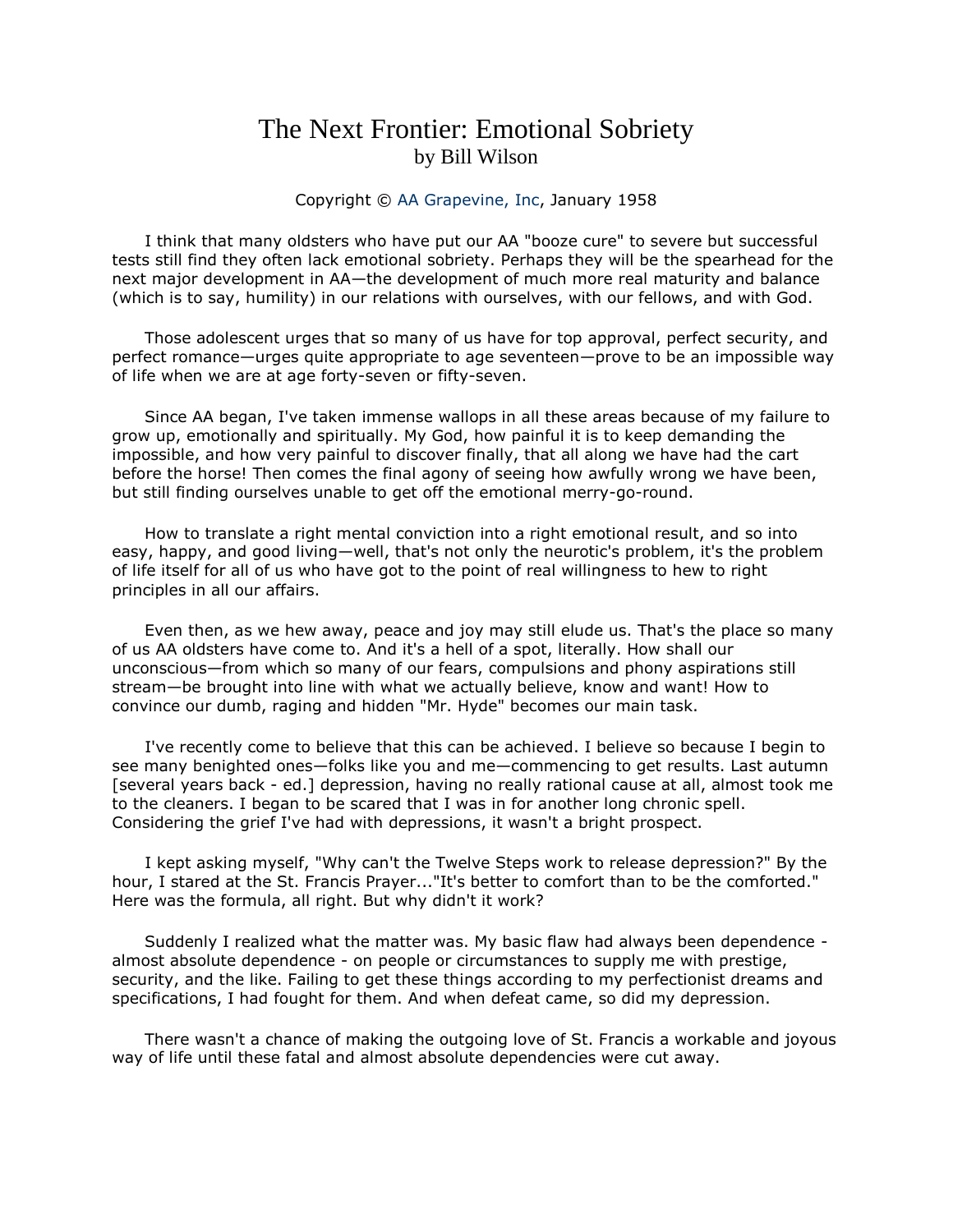# The Next Frontier: Emotional Sobriety
by Bill Wilson

Copyright © AA Grapevine, Inc, January 1958

I think that many oldsters who have put our AA "booze cure" to severe but successful tests still find they often lack emotional sobriety. Perhaps they will be the spearhead for the next major development in AA—the development of much more real maturity and balance (which is to say, humility) in our relations with ourselves, with our fellows, and with God.

Those adolescent urges that so many of us have for top approval, perfect security, and perfect romance—urges quite appropriate to age seventeen—prove to be an impossible way of life when we are at age forty-seven or fifty-seven.

Since AA began, I've taken immense wallops in all these areas because of my failure to grow up, emotionally and spiritually. My God, how painful it is to keep demanding the impossible, and how very painful to discover finally, that all along we have had the cart before the horse! Then comes the final agony of seeing how awfully wrong we have been, but still finding ourselves unable to get off the emotional merry-go-round.

How to translate a right mental conviction into a right emotional result, and so into easy, happy, and good living—well, that's not only the neurotic's problem, it's the problem of life itself for all of us who have got to the point of real willingness to hew to right principles in all our affairs.

Even then, as we hew away, peace and joy may still elude us. That's the place so many of us AA oldsters have come to. And it's a hell of a spot, literally. How shall our unconscious—from which so many of our fears, compulsions and phony aspirations still stream—be brought into line with what we actually believe, know and want! How to convince our dumb, raging and hidden "Mr. Hyde" becomes our main task.

I've recently come to believe that this can be achieved. I believe so because I begin to see many benighted ones—folks like you and me—commencing to get results. Last autumn [several years back - ed.] depression, having no really rational cause at all, almost took me to the cleaners. I began to be scared that I was in for another long chronic spell. Considering the grief I've had with depressions, it wasn't a bright prospect.

I kept asking myself, "Why can't the Twelve Steps work to release depression?" By the hour, I stared at the St. Francis Prayer..."It's better to comfort than to be the comforted." Here was the formula, all right. But why didn't it work?

Suddenly I realized what the matter was. My basic flaw had always been dependence - almost absolute dependence - on people or circumstances to supply me with prestige, security, and the like. Failing to get these things according to my perfectionist dreams and specifications, I had fought for them. And when defeat came, so did my depression.

There wasn't a chance of making the outgoing love of St. Francis a workable and joyous way of life until these fatal and almost absolute dependencies were cut away.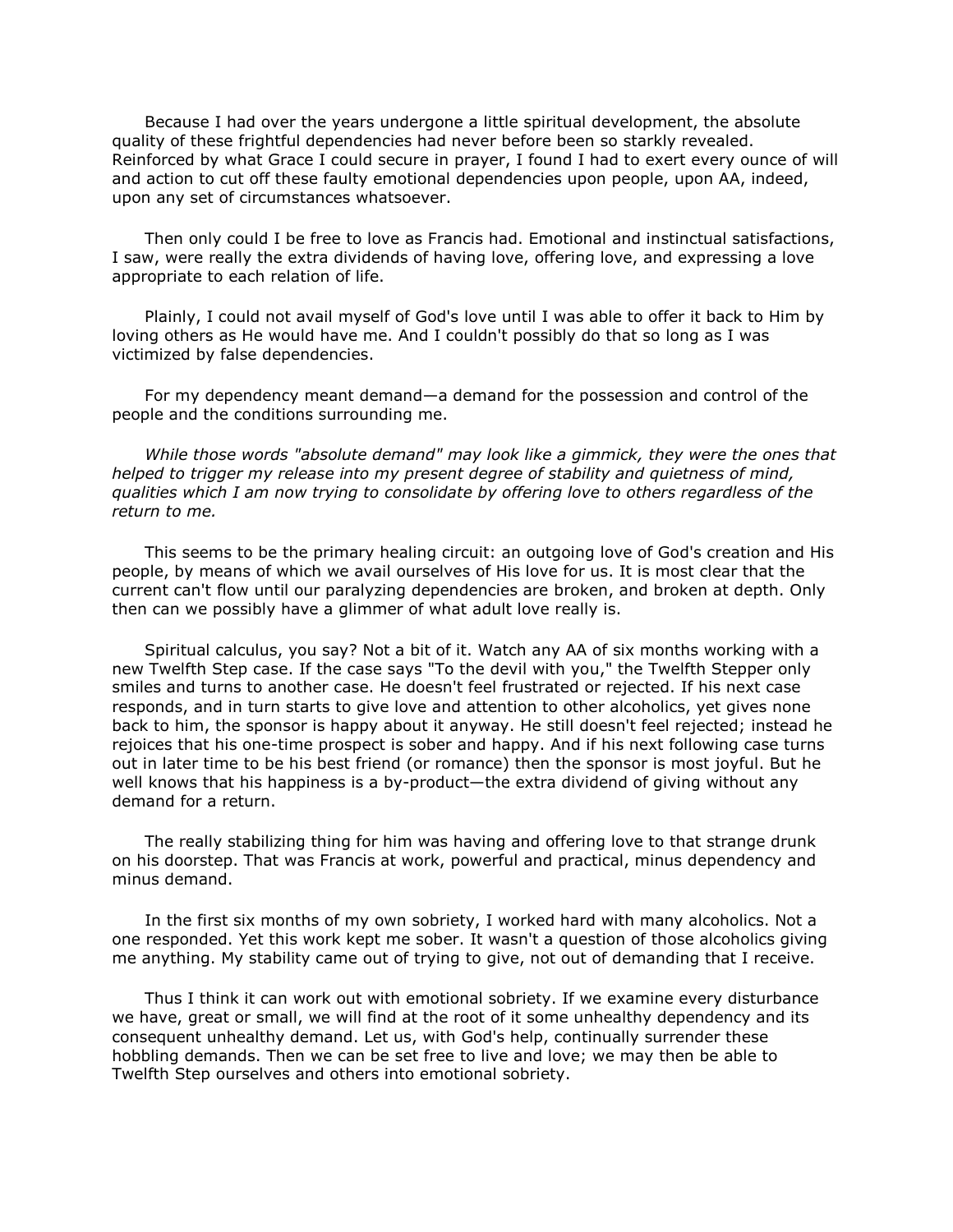Because I had over the years undergone a little spiritual development, the absolute quality of these frightful dependencies had never before been so starkly revealed. Reinforced by what Grace I could secure in prayer, I found I had to exert every ounce of will and action to cut off these faulty emotional dependencies upon people, upon AA, indeed, upon any set of circumstances whatsoever.

Then only could I be free to love as Francis had. Emotional and instinctual satisfactions, I saw, were really the extra dividends of having love, offering love, and expressing a love appropriate to each relation of life.

Plainly, I could not avail myself of God's love until I was able to offer it back to Him by loving others as He would have me. And I couldn't possibly do that so long as I was victimized by false dependencies.

For my dependency meant demand—a demand for the possession and control of the people and the conditions surrounding me.

*While those words "absolute demand" may look like a gimmick, they were the ones that helped to trigger my release into my present degree of stability and quietness of mind, qualities which I am now trying to consolidate by offering love to others regardless of the return to me.*

This seems to be the primary healing circuit: an outgoing love of God's creation and His people, by means of which we avail ourselves of His love for us. It is most clear that the current can't flow until our paralyzing dependencies are broken, and broken at depth. Only then can we possibly have a glimmer of what adult love really is.

Spiritual calculus, you say? Not a bit of it. Watch any AA of six months working with a new Twelfth Step case. If the case says "To the devil with you," the Twelfth Stepper only smiles and turns to another case. He doesn't feel frustrated or rejected. If his next case responds, and in turn starts to give love and attention to other alcoholics, yet gives none back to him, the sponsor is happy about it anyway. He still doesn't feel rejected; instead he rejoices that his one-time prospect is sober and happy. And if his next following case turns out in later time to be his best friend (or romance) then the sponsor is most joyful. But he well knows that his happiness is a by-product—the extra dividend of giving without any demand for a return.

The really stabilizing thing for him was having and offering love to that strange drunk on his doorstep. That was Francis at work, powerful and practical, minus dependency and minus demand.

In the first six months of my own sobriety, I worked hard with many alcoholics. Not a one responded. Yet this work kept me sober. It wasn't a question of those alcoholics giving me anything. My stability came out of trying to give, not out of demanding that I receive.

Thus I think it can work out with emotional sobriety. If we examine every disturbance we have, great or small, we will find at the root of it some unhealthy dependency and its consequent unhealthy demand. Let us, with God's help, continually surrender these hobbling demands. Then we can be set free to live and love; we may then be able to Twelfth Step ourselves and others into emotional sobriety.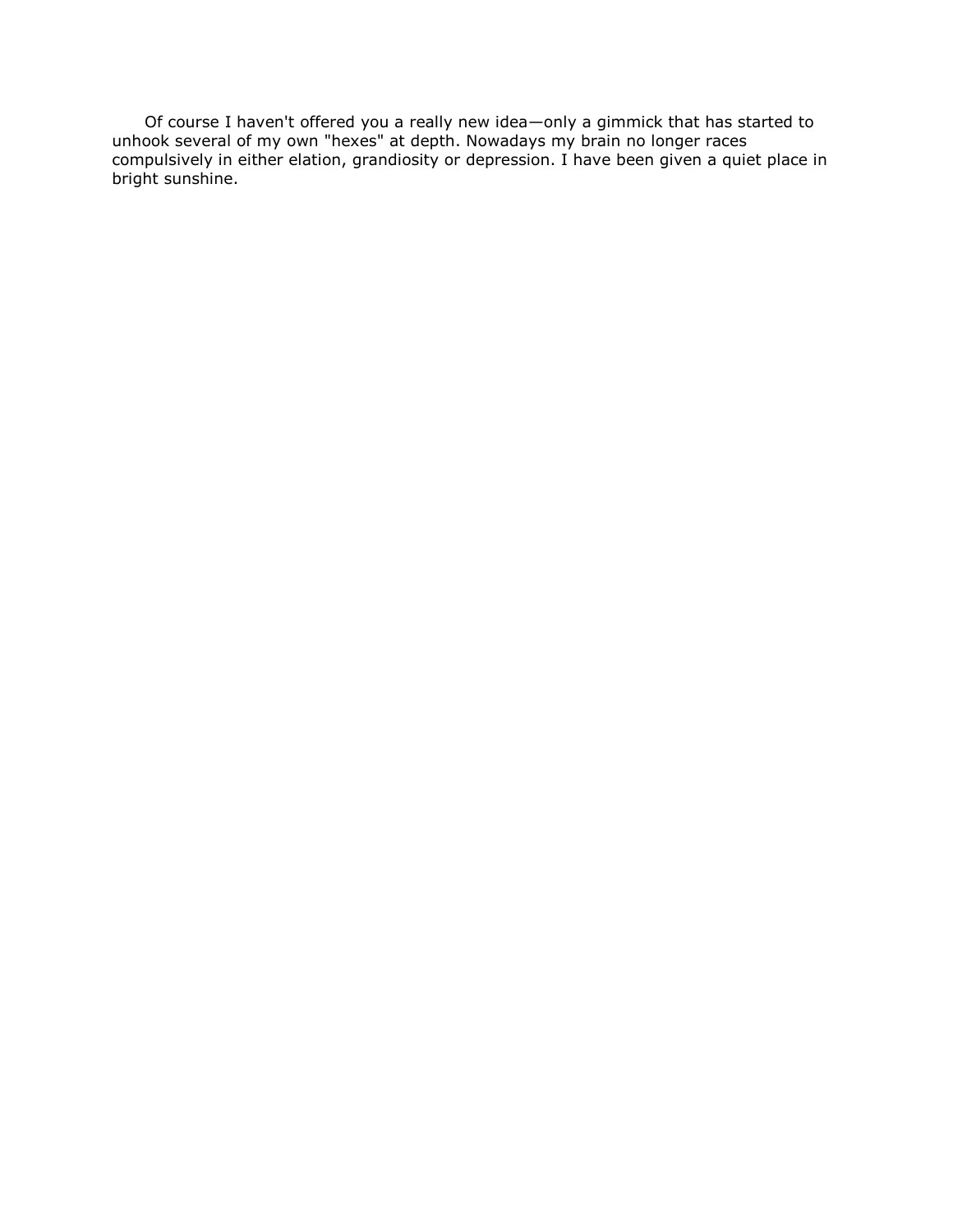Of course I haven't offered you a really new idea—only a gimmick that has started to unhook several of my own "hexes" at depth. Nowadays my brain no longer races compulsively in either elation, grandiosity or depression. I have been given a quiet place in bright sunshine.